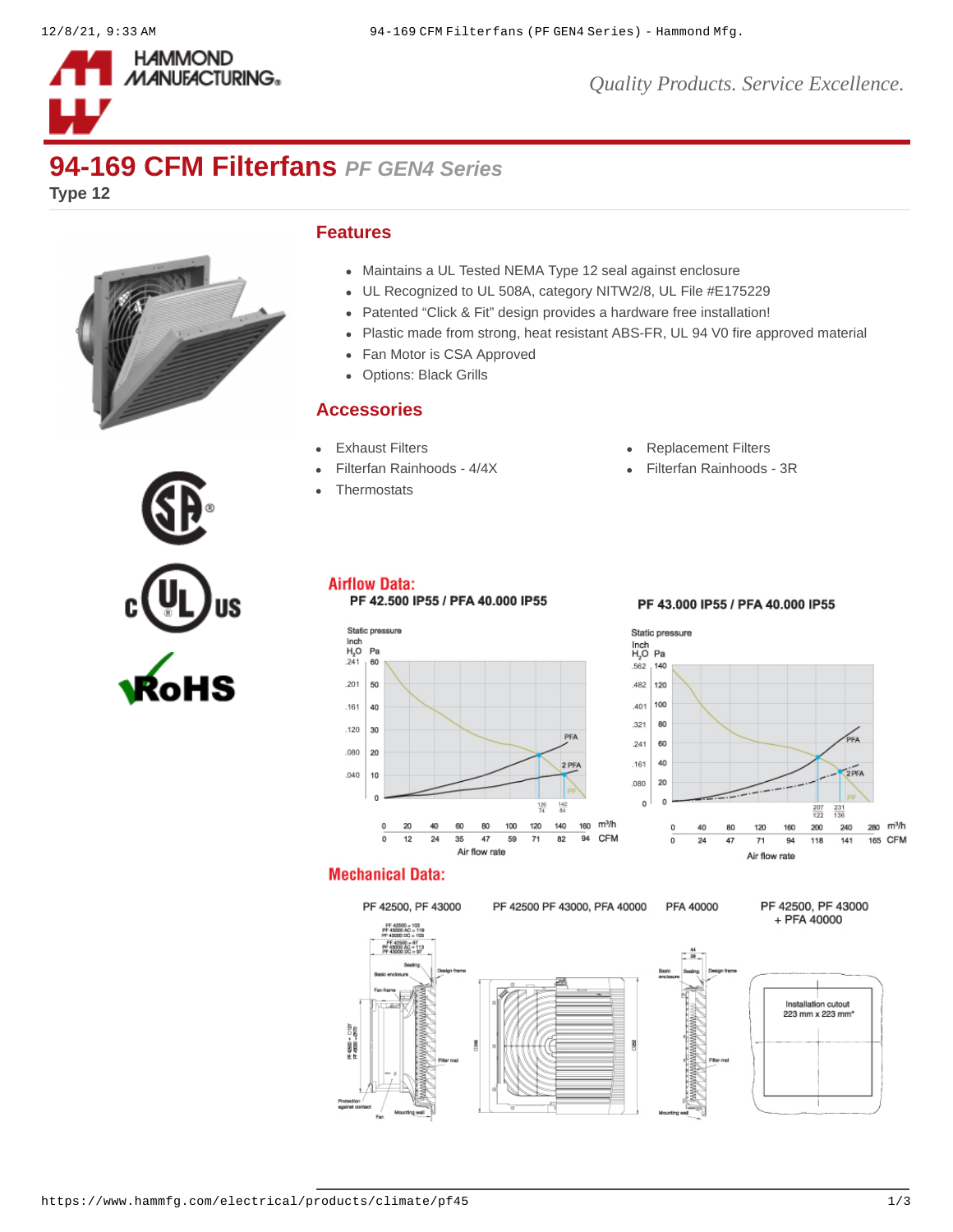# 94-169 CFM Filterfans *PF GEN4 Series*

**Type 12**

## Features

- Maintains a UL Tested NEMA Type 12 seal against enclosure
- UL Recognized to UL 508A, category NITW2/8, UL File #E175229
- Patented "Click & Fit" design provides a hardware free installation!
- Plastic made from strong, heat resistant ABS-FR, UL 94 V0 fire approved material
- Fan Motor is CSA Approved
- Options: Black Grills

## Accessories

- Exhaust Filters
- Filterfan Rainhoods - 4/4X
- Thermostats
- Replacement Filters
- Filterfan Rainhoods - 3R

## Airflow Data:

PF 42.500 IP55 / PFA 40.000 IP55

PF 43.000 IP55 / PFA 40.000 IP55

## Mechanical Data:

PF 42500, PF 43000

PF 42500 PF 43000, PFA 40000

PFA 40000

PF 42500, PF 43000 + PFA 40000

Installation cutout 223 mm x 223 mm*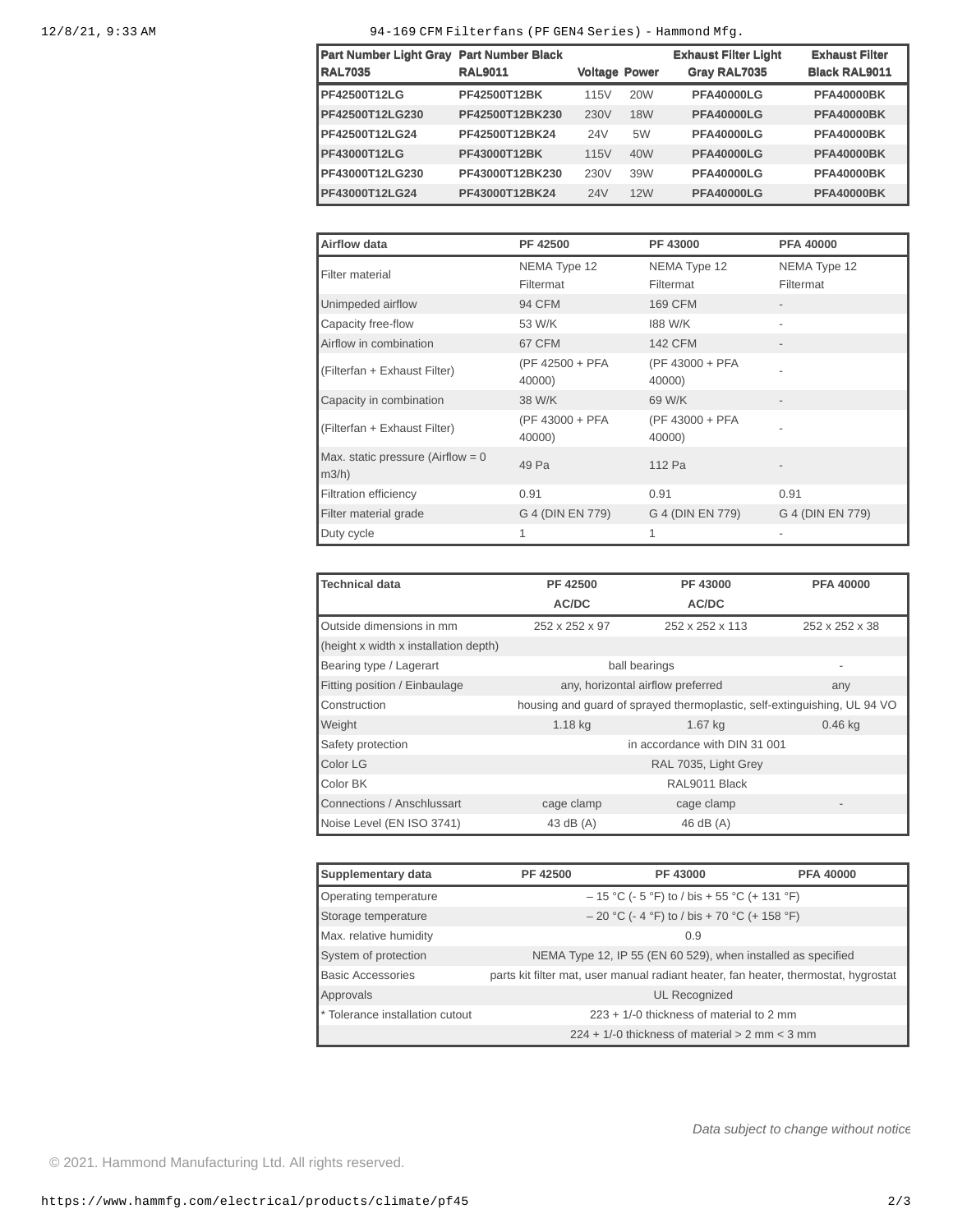| Part Number Light Gray RAL7035 | Part Number Black RAL9011 | Voltage | Power | Exhaust Filter Light Gray RAL7035 | Exhaust Filter Black RAL9011 |
|---|---|---|---|---|---|
| PF42500T12LG | PF42500T12BK | 115V | 20W | PFA40000LG | PFA40000BK |
| PF42500T12LG230 | PF42500T12BK230 | 230V | 18W | PFA40000LG | PFA40000BK |
| PF42500T12LG24 | PF42500T12BK24 | 24V | 5W | PFA40000LG | PFA40000BK |
| PF43000T12LG | PF43000T12BK | 115V | 40W | PFA40000LG | PFA40000BK |
| PF43000T12LG230 | PF43000T12BK230 | 230V | 39W | PFA40000LG | PFA40000BK |
| PF43000T12LG24 | PF43000T12BK24 | 24V | 12W | PFA40000LG | PFA40000BK |

| Airflow data | PF 42500 | PF 43000 | PFA 40000 |
|---|---|---|---|
| Filter material | NEMA Type 12 Filtermat | NEMA Type 12 Filtermat | NEMA Type 12 Filtermat |
| Unimpeded airflow | 94 CFM | 169 CFM | - |
| Capacity free-flow | 53 W/K | I88 W/K | - |
| Airflow in combination | 67 CFM | 142 CFM | - |
| (Filterfan + Exhaust Filter) | (PF 42500 + PFA 40000) | (PF 43000 + PFA 40000) | - |
| Capacity in combination | 38 W/K | 69 W/K | - |
| (Filterfan + Exhaust Filter) | (PF 43000 + PFA 40000) | (PF 43000 + PFA 40000) | - |
| Max. static pressure (Airflow = 0 m3/h) | 49 Pa | 112 Pa | - |
| Filtration efficiency | 0.91 | 0.91 | 0.91 |
| Filter material grade | G 4 (DIN EN 779) | G 4 (DIN EN 779) | G 4 (DIN EN 779) |
| Duty cycle | 1 | 1 | - |

| Technical data | PF 42500 AC/DC | PF 43000 AC/DC | PFA 40000 |
|---|---|---|---|
| Outside dimensions in mm | 252 x 252 x 97 | 252 x 252 x 113 | 252 x 252 x 38 |
| (height x width x installation depth) | | | |
| Bearing type / Lagerart | ball bearings | | - |
| Fitting position / Einbaulage | any, horizontal airflow preferred | | any |
| Construction | housing and guard of sprayed thermoplastic, self-extinguishing, UL 94 VO | | |
| Weight | 1.18 kg | 1.67 kg | 0.46 kg |
| Safety protection | in accordance with DIN 31 001 | | |
| Color LG | RAL 7035, Light Grey | | |
| Color BK | RAL9011 Black | | |
| Connections / Anschlussart | cage clamp | cage clamp | - |
| Noise Level (EN ISO 3741) | 43 dB (A) | 46 dB (A) | |

| Supplementary data | PF 42500 | PF 43000 | PFA 40000 |
|---|---|---|---|
| Operating temperature | – 15 °C (- 5 °F) to / bis + 55 °C (+ 131 °F) | | |
| Storage temperature | – 20 °C (- 4 °F) to / bis + 70 °C (+ 158 °F) | | |
| Max. relative humidity | 0.9 | | |
| System of protection | NEMA Type 12, IP 55 (EN 60 529), when installed as specified | | |
| Basic Accessories | parts kit filter mat, user manual radiant heater, fan heater, thermostat, hygrostat | | |
| Approvals | UL Recognized | | |
| * Tolerance installation cutout | 223 + 1/-0 thickness of material to 2 mm | | |
| | 224 + 1/-0 thickness of material > 2 mm < 3 mm | | |

*Data subject to change without notice*

© 2021. Hammond Manufacturing Ltd. All rights reserved.